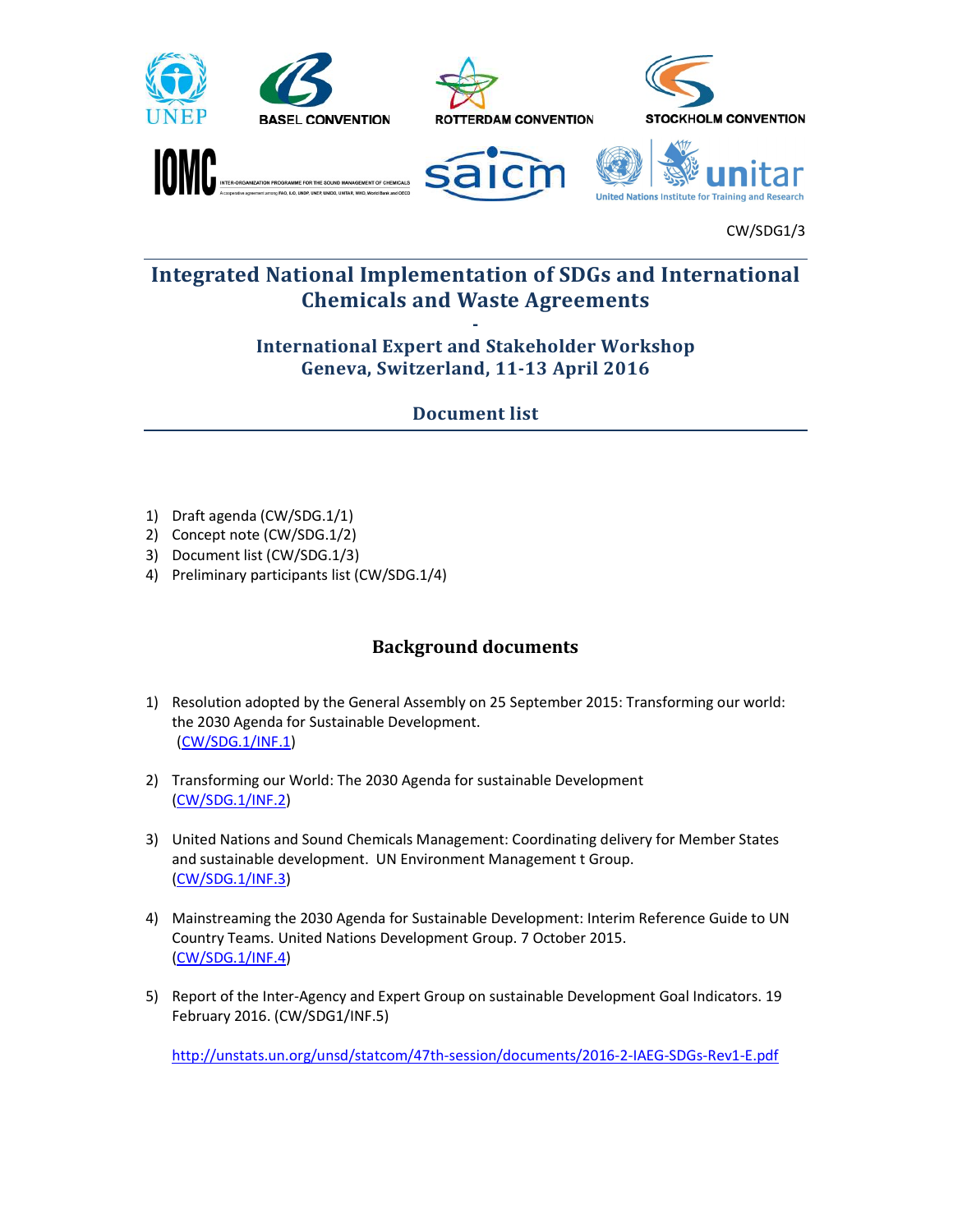CW/SDG1/3

# Integrated National Implementation of SDGs and International Chemicals and Waste Agreements

-

## International Expert and Stakeholder Workshop
## Geneva, Switzerland, 11-13 April 2016

## Document list

1) Draft agenda (CW/SDG.1/1)
2) Concept note (CW/SDG.1/2)
3) Document list (CW/SDG.1/3)
4) Preliminary participants list (CW/SDG.1/4)

## Background documents

1) Resolution adopted by the General Assembly on 25 September 2015: Transforming our world: the 2030 Agenda for Sustainable Development.
   (CW/SDG.1/INF.1)

2) Transforming our World: The 2030 Agenda for sustainable Development
   (CW/SDG.1/INF.2)

3) United Nations and Sound Chemicals Management: Coordinating delivery for Member States and sustainable development. UN Environment Management t Group.
   (CW/SDG.1/INF.3)

4) Mainstreaming the 2030 Agenda for Sustainable Development: Interim Reference Guide to UN Country Teams. United Nations Development Group. 7 October 2015.
   (CW/SDG.1/INF.4)

5) Report of the Inter-Agency and Expert Group on sustainable Development Goal Indicators. 19 February 2016. (CW/SDG1/INF.5)

   http://unstats.un.org/unsd/statcom/47th-session/documents/2016-2-IAEG-SDGs-Rev1-E.pdf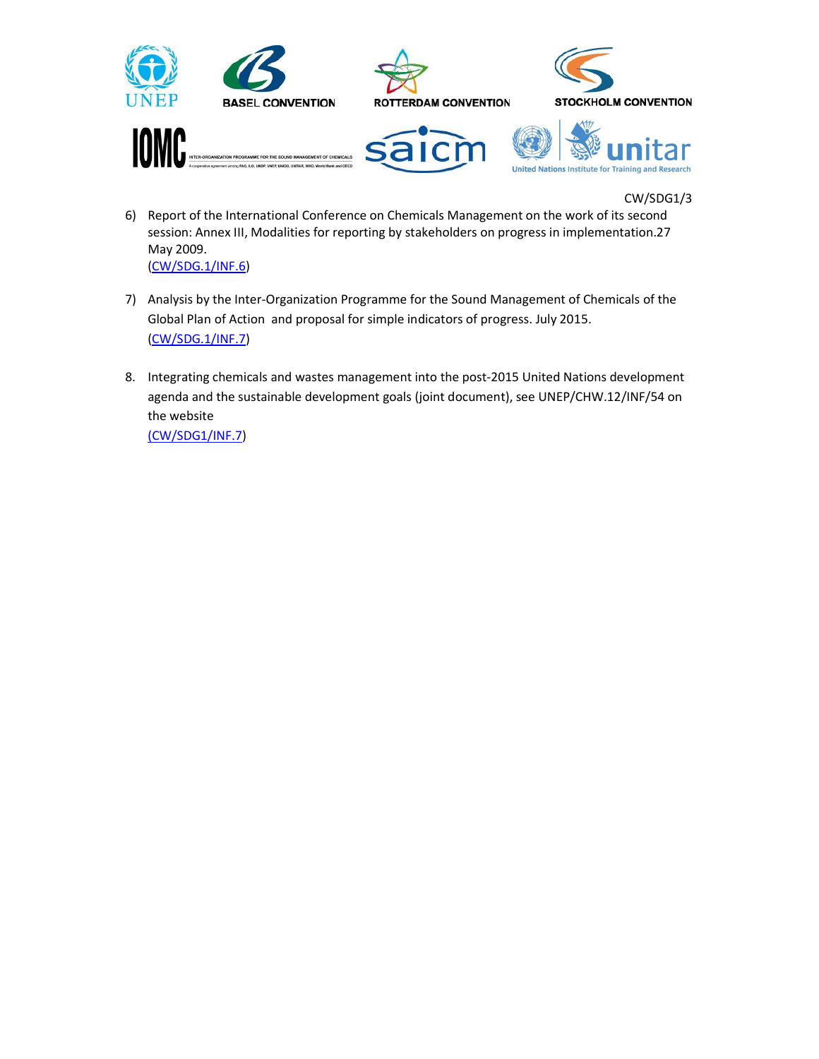6) Report of the International Conference on Chemicals Management on the work of its second session: Annex III, Modalities for reporting by stakeholders on progress in implementation.27 May 2009.
   (CW/SDG.1/INF.6)

7) Analysis by the Inter-Organization Programme for the Sound Management of Chemicals of the Global Plan of Action and proposal for simple indicators of progress. July 2015.
   (CW/SDG.1/INF.7)

8. Integrating chemicals and wastes management into the post-2015 United Nations development agenda and the sustainable development goals (joint document), see UNEP/CHW.12/INF/54 on the website
   (CW/SDG1/INF.7)